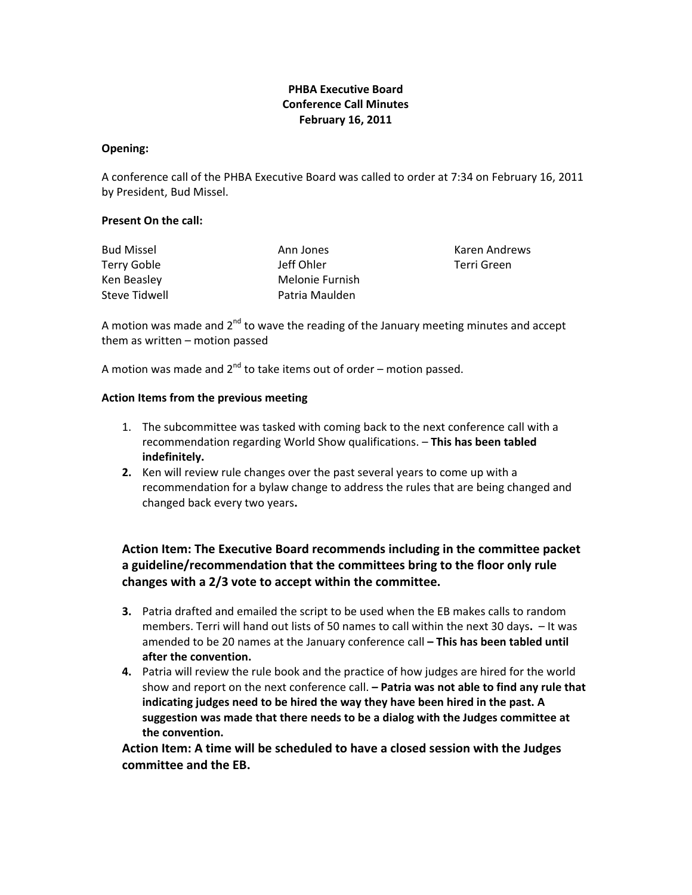**PHBA Executive Board**
**Conference Call Minutes**
**February 16, 2011**

**Opening:**

A conference call of the PHBA Executive Board was called to order at 7:34 on February 16, 2011 by President, Bud Missel.

**Present On the call:**

| | | |
|---|---|---|
| Bud Missel | Ann Jones | Karen Andrews |
| Terry Goble | Jeff Ohler | Terri Green |
| Ken Beasley | Melonie Furnish | |
| Steve Tidwell | Patria Maulden | |

A motion was made and 2nd to wave the reading of the January meeting minutes and accept them as written – motion passed

A motion was made and 2nd to take items out of order – motion passed.

**Action Items from the previous meeting**

1. The subcommittee was tasked with coming back to the next conference call with a recommendation regarding World Show qualifications. – **This has been tabled indefinitely.**
2. Ken will review rule changes over the past several years to come up with a recommendation for a bylaw change to address the rules that are being changed and changed back every two years.

**Action Item: The Executive Board recommends including in the committee packet a guideline/recommendation that the committees bring to the floor only rule changes with a 2/3 vote to accept within the committee.**

3. Patria drafted and emailed the script to be used when the EB makes calls to random members. Terri will hand out lists of 50 names to call within the next 30 days. – It was amended to be 20 names at the January conference call **– This has been tabled until after the convention.**
4. Patria will review the rule book and the practice of how judges are hired for the world show and report on the next conference call. **– Patria was not able to find any rule that indicating judges need to be hired the way they have been hired in the past. A suggestion was made that there needs to be a dialog with the Judges committee at the convention.**

**Action Item: A time will be scheduled to have a closed session with the Judges committee and the EB.**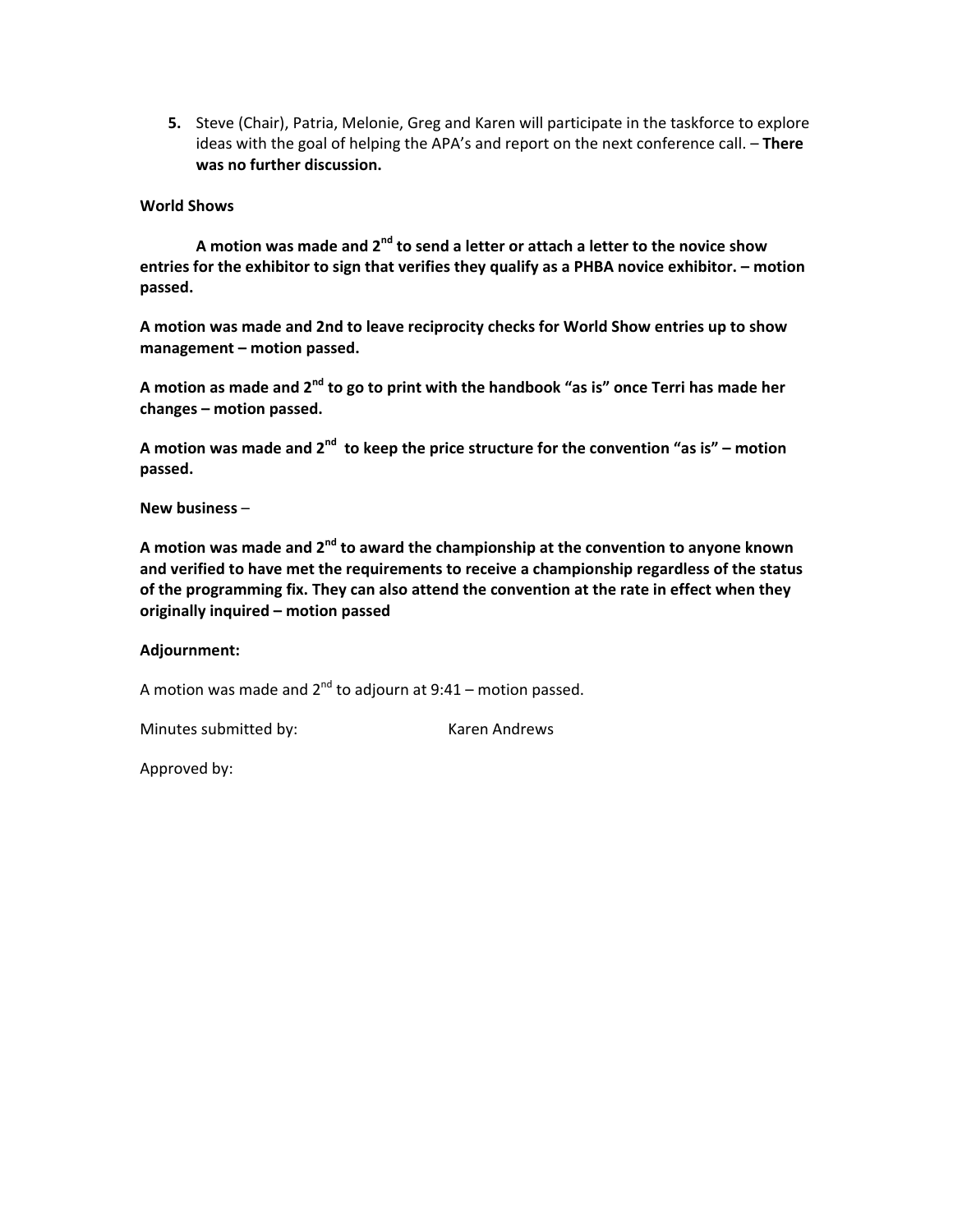5. Steve (Chair), Patria, Melonie, Greg and Karen will participate in the taskforce to explore ideas with the goal of helping the APA's and report on the next conference call. – **There was no further discussion.**

**World Shows**

**A motion was made and 2nd to send a letter or attach a letter to the novice show entries for the exhibitor to sign that verifies they qualify as a PHBA novice exhibitor. – motion passed.**

**A motion was made and 2nd to leave reciprocity checks for World Show entries up to show management – motion passed.**

**A motion as made and 2nd to go to print with the handbook "as is" once Terri has made her changes – motion passed.**

**A motion was made and 2nd to keep the price structure for the convention "as is" – motion passed.**

**New business** –

**A motion was made and 2nd to award the championship at the convention to anyone known and verified to have met the requirements to receive a championship regardless of the status of the programming fix. They can also attend the convention at the rate in effect when they originally inquired – motion passed**

**Adjournment:**

A motion was made and 2nd to adjourn at 9:41 – motion passed.

Minutes submitted by: Karen Andrews

Approved by: